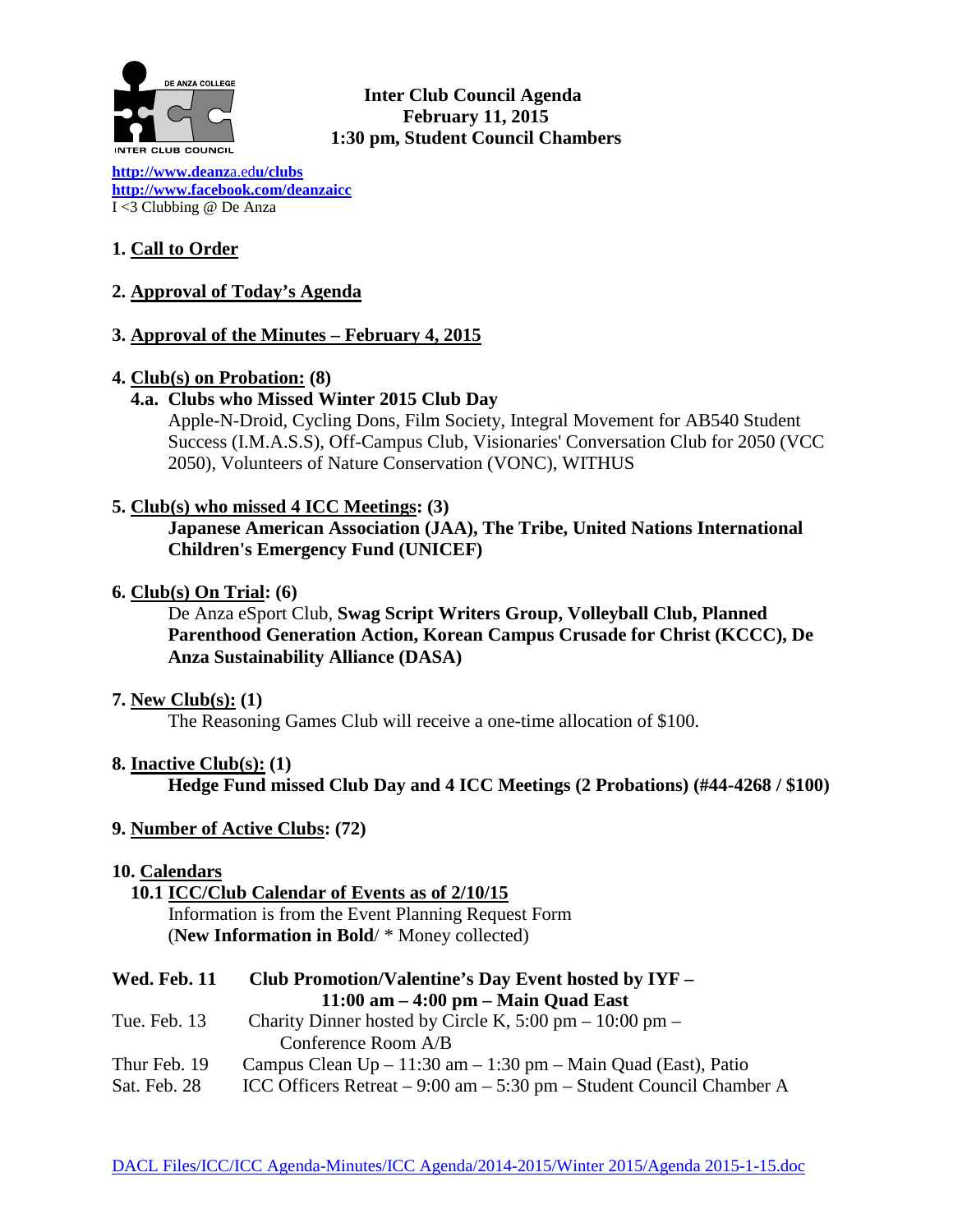# Inter Club Council Agenda
## February 11, 2015
## 1:30 pm, Student Council Chambers

**http://www.deanza.edu/clubs**
**http://www.facebook.com/deanzaicc**
I <3 Clubbing @ De Anza

**1. Call to Order**

**2. Approval of Today's Agenda**

**3. Approval of the Minutes – February 4, 2015**

**4. Club(s) on Probation: (8)**

**4.a. Clubs who Missed Winter 2015 Club Day**

Apple-N-Droid, Cycling Dons, Film Society, Integral Movement for AB540 Student Success (I.M.A.S.S), Off-Campus Club, Visionaries' Conversation Club for 2050 (VCC 2050), Volunteers of Nature Conservation (VONC), WITHUS

**5. Club(s) who missed 4 ICC Meetings: (3)**

**Japanese American Association (JAA), The Tribe, United Nations International Children's Emergency Fund (UNICEF)**

**6. Club(s) On Trial: (6)**

De Anza eSport Club, **Swag Script Writers Group, Volleyball Club, Planned Parenthood Generation Action, Korean Campus Crusade for Christ (KCCC), De Anza Sustainability Alliance (DASA)**

**7. New Club(s): (1)**

The Reasoning Games Club will receive a one-time allocation of $100.

**8. Inactive Club(s): (1)**

**Hedge Fund missed Club Day and 4 ICC Meetings (2 Probations) (#44-4268 / $100)**

**9. Number of Active Clubs: (72)**

**10. Calendars**

**10.1 ICC/Club Calendar of Events as of 2/10/15**

Information is from the Event Planning Request Form
(**New Information in Bold**/ * Money collected)

| | |
|---|---|
| **Wed. Feb. 11** | **Club Promotion/Valentine's Day Event hosted by IYF – 11:00 am – 4:00 pm – Main Quad East** |
| Tue. Feb. 13 | Charity Dinner hosted by Circle K, 5:00 pm – 10:00 pm – Conference Room A/B |
| Thur Feb. 19 | Campus Clean Up – 11:30 am – 1:30 pm – Main Quad (East), Patio |
| Sat. Feb. 28 | ICC Officers Retreat – 9:00 am – 5:30 pm – Student Council Chamber A |

DACL Files/ICC/ICC Agenda-Minutes/ICC Agenda/2014-2015/Winter 2015/Agenda 2015-1-15.doc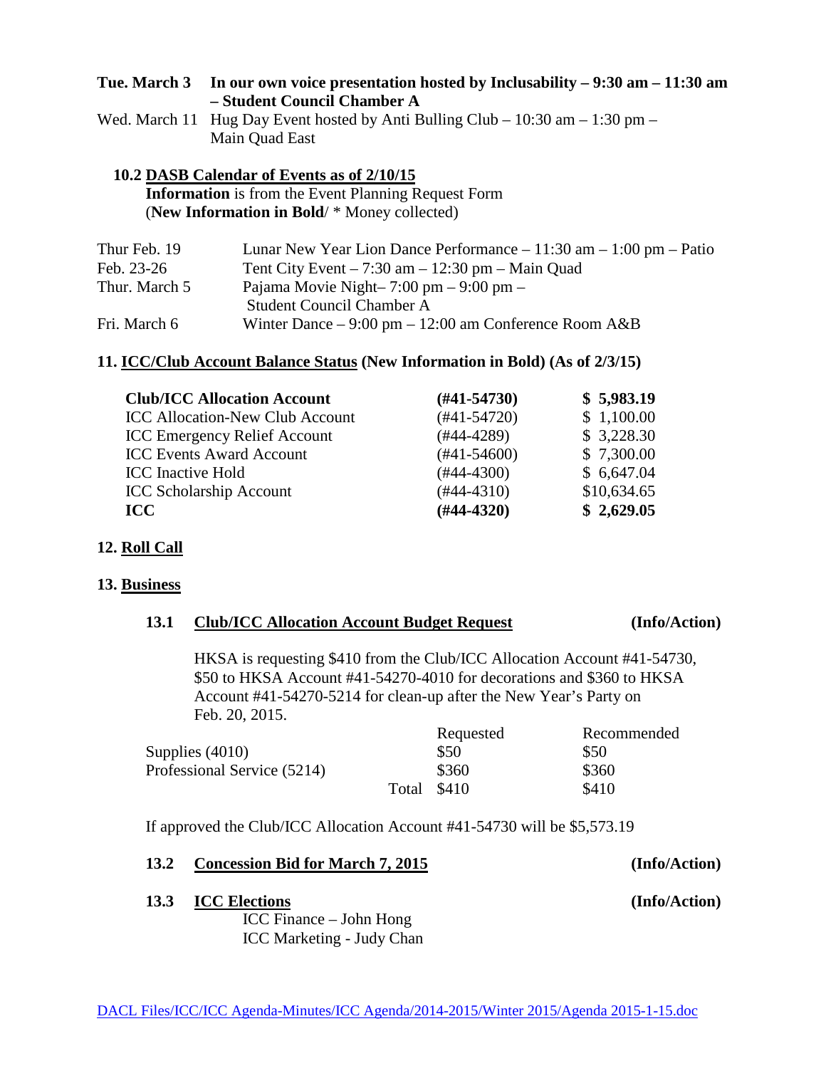**Tue. March 3 In our own voice presentation hosted by Inclusability – 9:30 am – 11:30 am – Student Council Chamber A**

Wed. March 11 Hug Day Event hosted by Anti Bulling Club – 10:30 am – 1:30 pm – Main Quad East

**10.2 DASB Calendar of Events as of 2/10/15**

**Information** is from the Event Planning Request Form
(**New Information in Bold**/ * Money collected)

| | |
|---|---|
| Thur Feb. 19 | Lunar New Year Lion Dance Performance – 11:30 am – 1:00 pm – Patio |
| Feb. 23-26 | Tent City Event – 7:30 am – 12:30 pm – Main Quad |
| Thur. March 5 | Pajama Movie Night– 7:00 pm – 9:00 pm – Student Council Chamber A |
| Fri. March 6 | Winter Dance – 9:00 pm – 12:00 am Conference Room A&B |

## 11. ICC/Club Account Balance Status (New Information in Bold) (As of 2/3/15)

| | | |
|---|---|---|
| **Club/ICC Allocation Account** | **(#41-54730)** | **$ 5,983.19** |
| ICC Allocation-New Club Account | (#41-54720) | $ 1,100.00 |
| ICC Emergency Relief Account | (#44-4289) | $ 3,228.30 |
| ICC Events Award Account | (#41-54600) | $ 7,300.00 |
| ICC Inactive Hold | (#44-4300) | $ 6,647.04 |
| ICC Scholarship Account | (#44-4310) | $10,634.65 |
| **ICC** | **(#44-4320)** | **$ 2,629.05** |

## 12. Roll Call

## 13. Business

### 13.1 Club/ICC Allocation Account Budget Request (Info/Action)

HKSA is requesting $410 from the Club/ICC Allocation Account #41-54730, $50 to HKSA Account #41-54270-4010 for decorations and $360 to HKSA Account #41-54270-5214 for clean-up after the New Year's Party on Feb. 20, 2015.

| | | Requested | Recommended |
|---|---|---|---|
| Supplies (4010) | | $50 | $50 |
| Professional Service (5214) | | $360 | $360 |
| | Total | $410 | $410 |

If approved the Club/ICC Allocation Account #41-54730 will be $5,573.19

### 13.2 Concession Bid for March 7, 2015 (Info/Action)

### 13.3 ICC Elections (Info/Action)

ICC Finance – John Hong
ICC Marketing - Judy Chan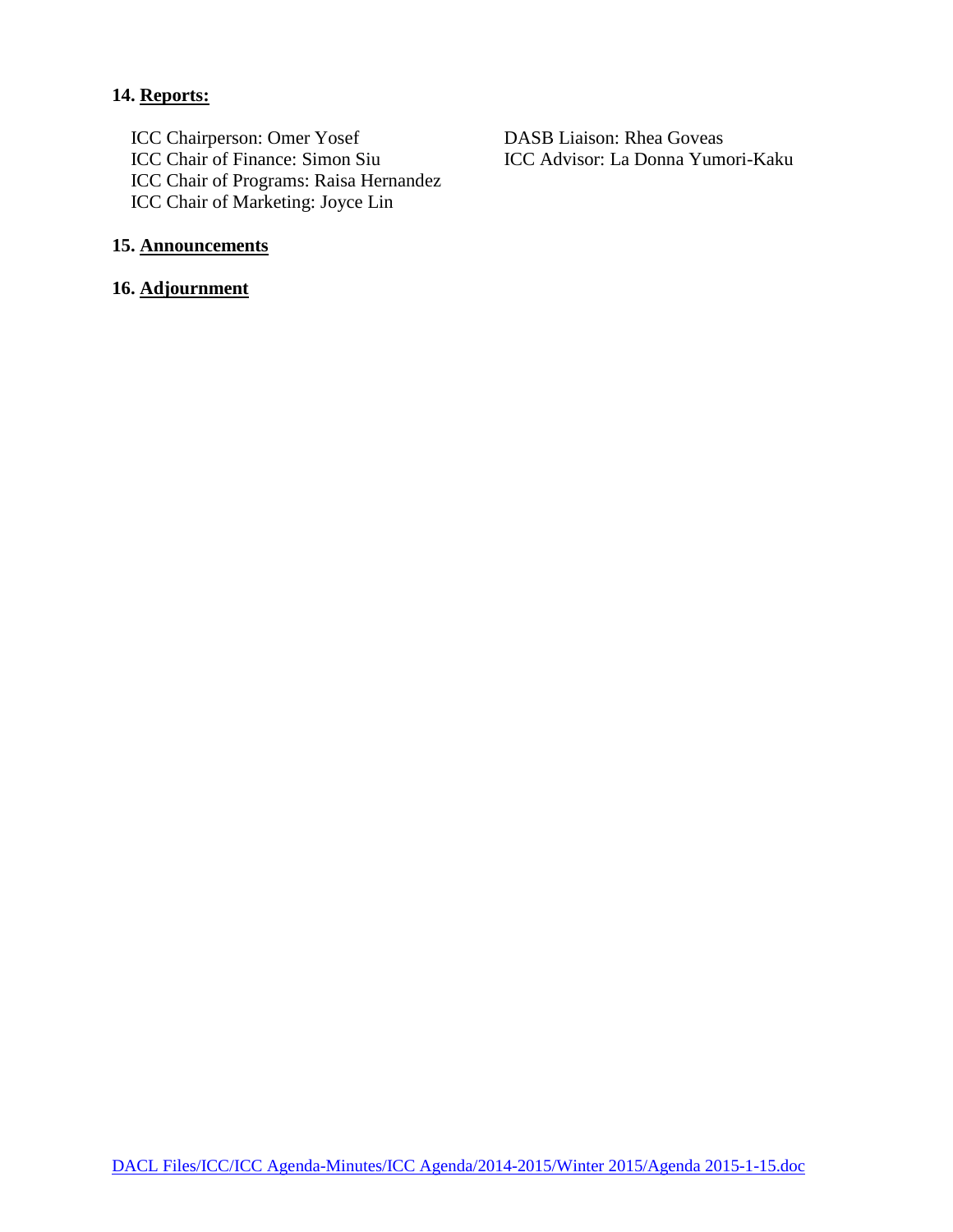**14. Reports:**

ICC Chairperson: Omer Yosef
ICC Chair of Finance: Simon Siu
ICC Chair of Programs: Raisa Hernandez
ICC Chair of Marketing: Joyce Lin

DASB Liaison: Rhea Goveas
ICC Advisor: La Donna Yumori-Kaku

**15. Announcements**

**16. Adjournment**

DACL Files/ICC/ICC Agenda-Minutes/ICC Agenda/2014-2015/Winter 2015/Agenda 2015-1-15.doc